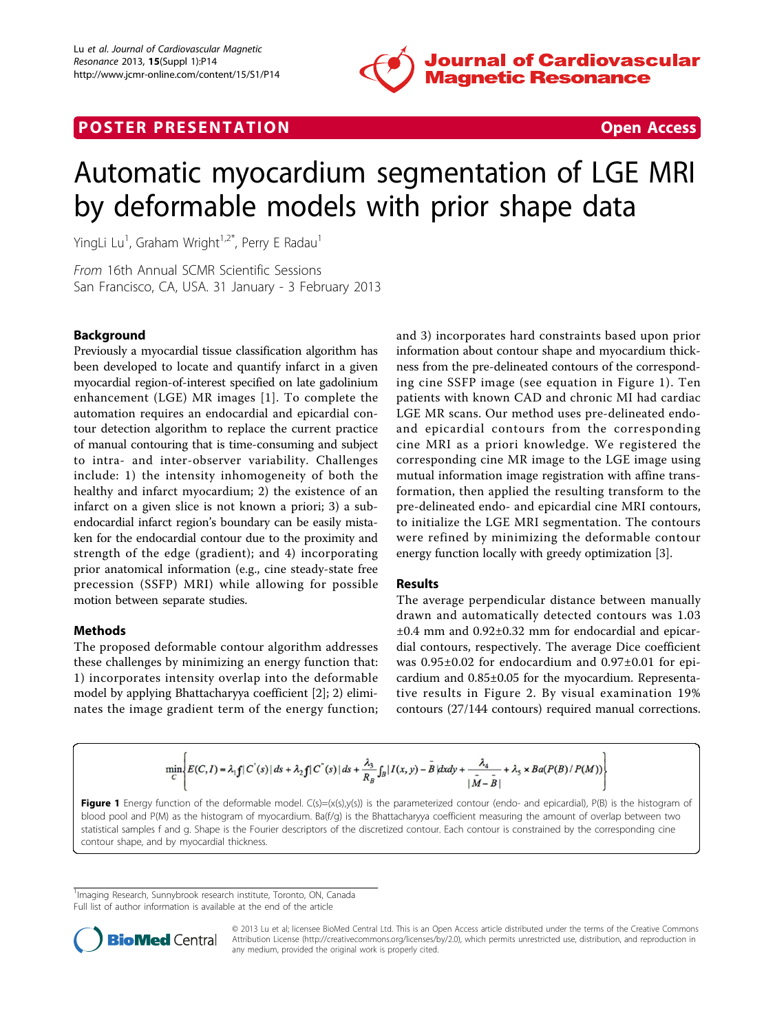**POSTER PRESENTATION** **Open Access**

# Automatic myocardium segmentation of LGE MRI by deformable models with prior shape data

YingLi Lu[1], Graham Wright[1,2*], Perry E Radau[1]

*From* 16th Annual SCMR Scientific Sessions
San Francisco, CA, USA. 31 January - 3 February 2013

## Background

Previously a myocardial tissue classification algorithm has been developed to locate and quantify infarct in a given myocardial region-of-interest specified on late gadolinium enhancement (LGE) MR images [1]. To complete the automation requires an endocardial and epicardial contour detection algorithm to replace the current practice of manual contouring that is time-consuming and subject to intra- and inter-observer variability. Challenges include: 1) the intensity inhomogeneity of both the healthy and infarct myocardium; 2) the existence of an infarct on a given slice is not known a priori; 3) a sub-endocardial infarct region's boundary can be easily mistaken for the endocardial contour due to the proximity and strength of the edge (gradient); and 4) incorporating prior anatomical information (e.g., cine steady-state free precession (SSFP) MRI) while allowing for possible motion between separate studies.

## Methods

The proposed deformable contour algorithm addresses these challenges by minimizing an energy function that: 1) incorporates intensity overlap into the deformable model by applying Bhattacharyya coefficient [2]; 2) eliminates the image gradient term of the energy function; and 3) incorporates hard constraints based upon prior information about contour shape and myocardium thickness from the pre-delineated contours of the corresponding cine SSFP image (see equation in Figure 1). Ten patients with known CAD and chronic MI had cardiac LGE MR scans. Our method uses pre-delineated endo- and epicardial contours from the corresponding cine MRI as a priori knowledge. We registered the corresponding cine MR image to the LGE image using mutual information image registration with affine transformation, then applied the resulting transform to the pre-delineated endo- and epicardial cine MRI contours, to initialize the LGE MRI segmentation. The contours were refined by minimizing the deformable contour energy function locally with greedy optimization [3].

## Results

The average perpendicular distance between manually drawn and automatically detected contours was 1.03 ±0.4 mm and 0.92±0.32 mm for endocardial and epicardial contours, respectively. The average Dice coefficient was 0.95±0.02 for endocardium and 0.97±0.01 for epicardium and 0.85±0.05 for the myocardium. Representative results in Figure 2. By visual examination 19% contours (27/144 contours) required manual corrections.

$$\min_{C}\left\{E(C,I)=\lambda_1\oint|C'(s)|\,ds+\lambda_2\oint|C''(s)|\,ds+\frac{\lambda_3}{R_B}\int_B|I(x,y)-\bar{B}|\,dxdy+\frac{\lambda_4}{|\bar{M}-\bar{B}|}+\lambda_5\times Ba(P(B)/P(M))\right\}$$

**Figure 1** Energy function of the deformable model. C(s)=(x(s),y(s)) is the parameterized contour (endo- and epicardial), P(B) is the histogram of blood pool and P(M) as the histogram of myocardium. Ba(f/g) is the Bhattacharyya coefficient measuring the amount of overlap between two statistical samples f and g. Shape is the Fourier descriptors of the discretized contour. Each contour is constrained by the corresponding cine contour shape, and by myocardial thickness.

[1]Imaging Research, Sunnybrook research institute, Toronto, ON, Canada
Full list of author information is available at the end of the article

© 2013 Lu et al; licensee BioMed Central Ltd. This is an Open Access article distributed under the terms of the Creative Commons Attribution License (http://creativecommons.org/licenses/by/2.0), which permits unrestricted use, distribution, and reproduction in any medium, provided the original work is properly cited.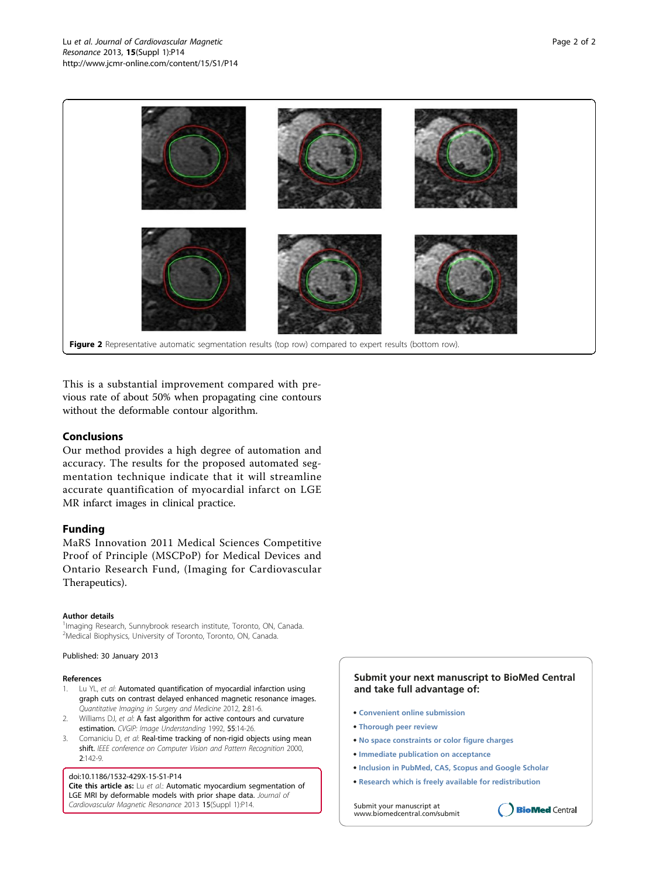Figure 2 Representative automatic segmentation results (top row) compared to expert results (bottom row).

This is a substantial improvement compared with previous rate of about 50% when propagating cine contours without the deformable contour algorithm.

## Conclusions

Our method provides a high degree of automation and accuracy. The results for the proposed automated segmentation technique indicate that it will streamline accurate quantification of myocardial infarct on LGE MR infarct images in clinical practice.

## Funding

MaRS Innovation 2011 Medical Sciences Competitive Proof of Principle (MSCPoP) for Medical Devices and Ontario Research Fund, (Imaging for Cardiovascular Therapeutics).

### Author details

[1]Imaging Research, Sunnybrook research institute, Toronto, ON, Canada.
[2]Medical Biophysics, University of Toronto, Toronto, ON, Canada.

Published: 30 January 2013

### References

1. Lu YL, *et al*: **Automated quantification of myocardial infarction using graph cuts on contrast delayed enhanced magnetic resonance images.** *Quantitative Imaging in Surgery and Medicine* 2012, **2**:81-6.
2. Williams DJ, *et al*: **A fast algorithm for active contours and curvature estimation.** *CVGIP: Image Understanding* 1992, **55**:14-26.
3. Comaniciu D, *et al*: **Real-time tracking of non-rigid objects using mean shift.** *IEEE conference on Computer Vision and Pattern Recognition* 2000, **2**:142-9.

doi:10.1186/1532-429X-15-S1-P14
**Cite this article as:** Lu *et al.*: Automatic myocardium segmentation of LGE MRI by deformable models with prior shape data. *Journal of Cardiovascular Magnetic Resonance* 2013 **15**(Suppl 1):P14.

**Submit your next manuscript to BioMed Central and take full advantage of:**

- Convenient online submission
- Thorough peer review
- No space constraints or color figure charges
- Immediate publication on acceptance
- Inclusion in PubMed, CAS, Scopus and Google Scholar
- Research which is freely available for redistribution

Submit your manuscript at
www.biomedcentral.com/submit